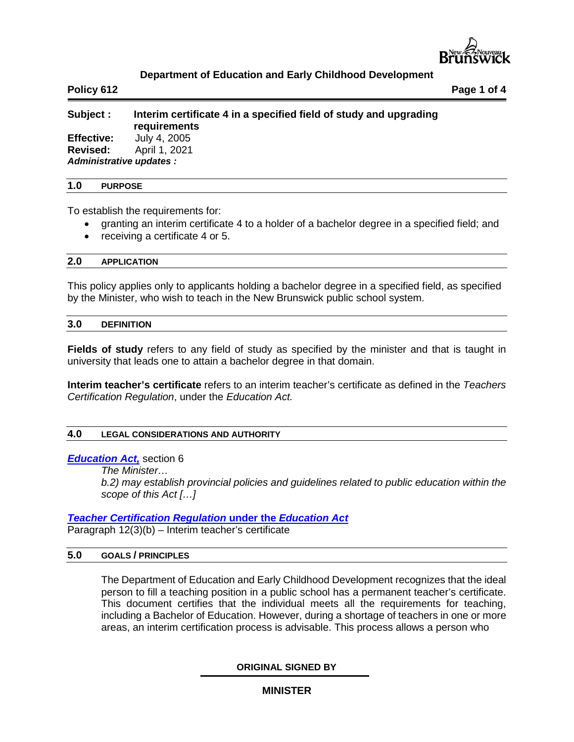**Department of Education and Early Childhood Development**

**Policy 612**

**Subject :** **Interim certificate 4 in a specified field of study and upgrading requirements**
**Effective:** July 4, 2005
**Revised:** April 1, 2021
***Administrative updates :***

## 1.0 PURPOSE

To establish the requirements for:

- granting an interim certificate 4 to a holder of a bachelor degree in a specified field; and
- receiving a certificate 4 or 5.

## 2.0 APPLICATION

This policy applies only to applicants holding a bachelor degree in a specified field, as specified by the Minister, who wish to teach in the New Brunswick public school system.

## 3.0 DEFINITION

**Fields of study** refers to any field of study as specified by the minister and that is taught in university that leads one to attain a bachelor degree in that domain.

**Interim teacher's certificate** refers to an interim teacher's certificate as defined in the *Teachers Certification Regulation*, under the *Education Act.*

## 4.0 LEGAL CONSIDERATIONS AND AUTHORITY

***Education Act,*** section 6

*The Minister…*
*b.2) may establish provincial policies and guidelines related to public education within the scope of this Act […]*

***Teacher Certification Regulation* under the *Education Act***
Paragraph 12(3)(b) – Interim teacher's certificate

## 5.0 GOALS / PRINCIPLES

The Department of Education and Early Childhood Development recognizes that the ideal person to fill a teaching position in a public school has a permanent teacher's certificate. This document certifies that the individual meets all the requirements for teaching, including a Bachelor of Education. However, during a shortage of teachers in one or more areas, an interim certification process is advisable. This process allows a person who

**ORIGINAL SIGNED BY**

**MINISTER**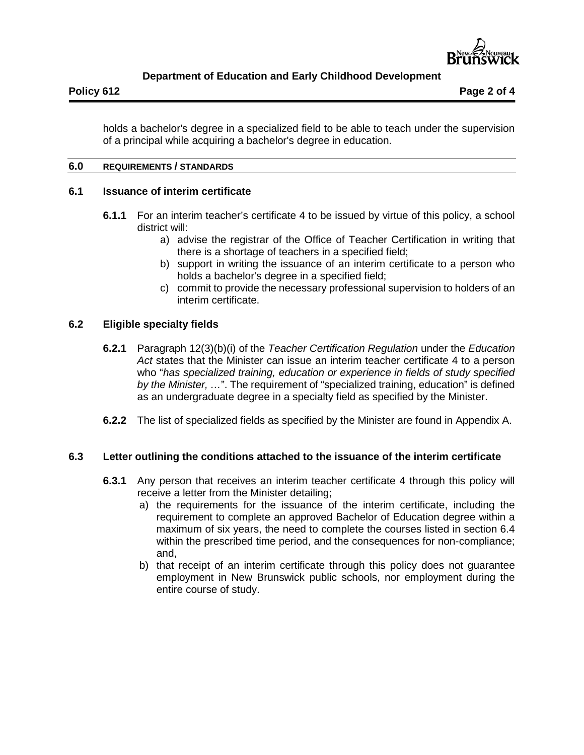holds a bachelor's degree in a specialized field to be able to teach under the supervision of a principal while acquiring a bachelor's degree in education.

## 6.0 REQUIREMENTS / STANDARDS

### 6.1 Issuance of interim certificate

**6.1.1** For an interim teacher's certificate 4 to be issued by virtue of this policy, a school district will:

a) advise the registrar of the Office of Teacher Certification in writing that there is a shortage of teachers in a specified field;

b) support in writing the issuance of an interim certificate to a person who holds a bachelor's degree in a specified field;

c) commit to provide the necessary professional supervision to holders of an interim certificate.

### 6.2 Eligible specialty fields

**6.2.1** Paragraph 12(3)(b)(i) of the *Teacher Certification Regulation* under the *Education Act* states that the Minister can issue an interim teacher certificate 4 to a person who "*has specialized training, education or experience in fields of study specified by the Minister, …*". The requirement of "specialized training, education" is defined as an undergraduate degree in a specialty field as specified by the Minister.

**6.2.2** The list of specialized fields as specified by the Minister are found in Appendix A.

### 6.3 Letter outlining the conditions attached to the issuance of the interim certificate

**6.3.1** Any person that receives an interim teacher certificate 4 through this policy will receive a letter from the Minister detailing;

a) the requirements for the issuance of the interim certificate, including the requirement to complete an approved Bachelor of Education degree within a maximum of six years, the need to complete the courses listed in section 6.4 within the prescribed time period, and the consequences for non-compliance; and,

b) that receipt of an interim certificate through this policy does not guarantee employment in New Brunswick public schools, nor employment during the entire course of study.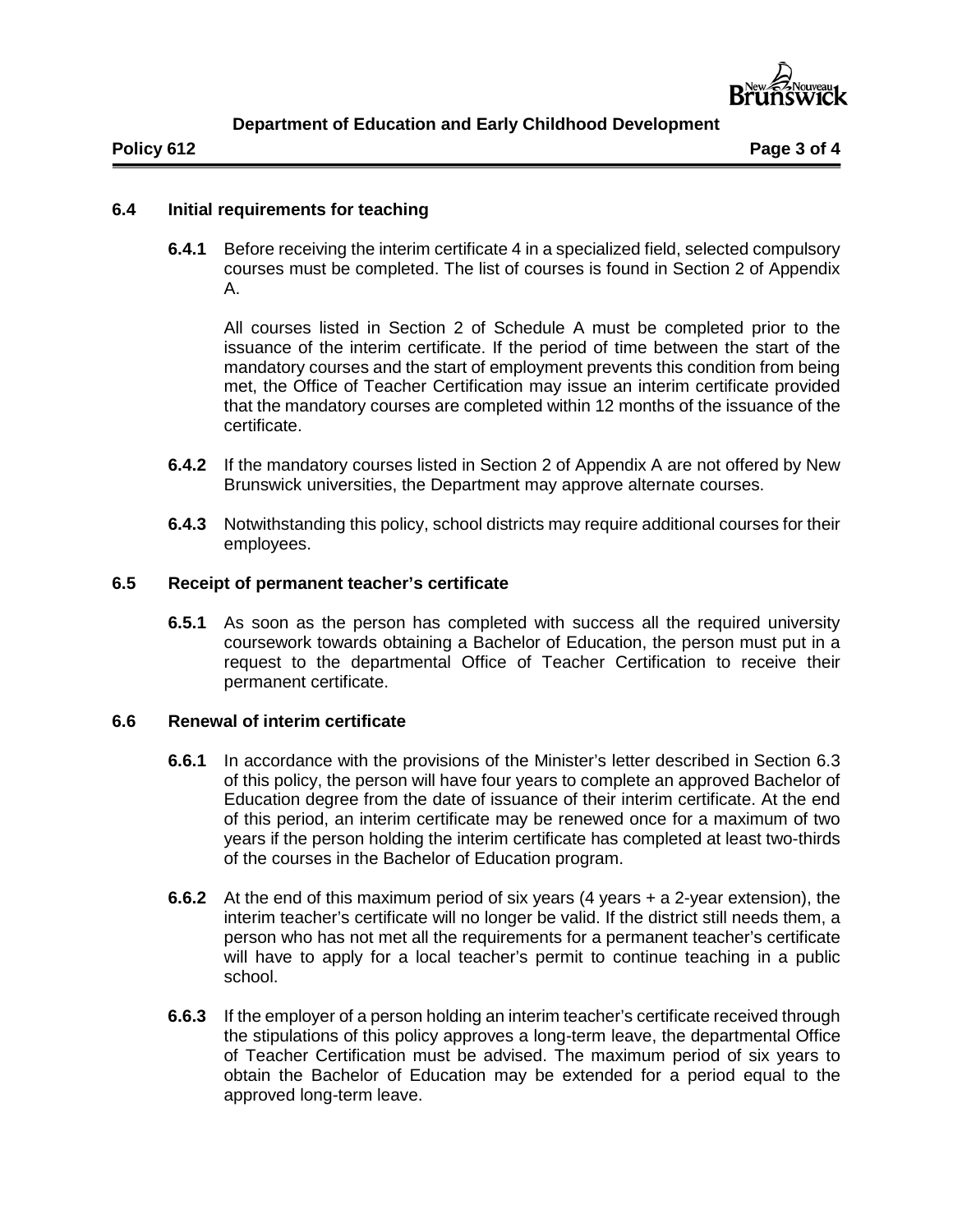### 6.4 Initial requirements for teaching

**6.4.1** Before receiving the interim certificate 4 in a specialized field, selected compulsory courses must be completed. The list of courses is found in Section 2 of Appendix A.

All courses listed in Section 2 of Schedule A must be completed prior to the issuance of the interim certificate. If the period of time between the start of the mandatory courses and the start of employment prevents this condition from being met, the Office of Teacher Certification may issue an interim certificate provided that the mandatory courses are completed within 12 months of the issuance of the certificate.

**6.4.2** If the mandatory courses listed in Section 2 of Appendix A are not offered by New Brunswick universities, the Department may approve alternate courses.

**6.4.3** Notwithstanding this policy, school districts may require additional courses for their employees.

### 6.5 Receipt of permanent teacher's certificate

**6.5.1** As soon as the person has completed with success all the required university coursework towards obtaining a Bachelor of Education, the person must put in a request to the departmental Office of Teacher Certification to receive their permanent certificate.

### 6.6 Renewal of interim certificate

**6.6.1** In accordance with the provisions of the Minister's letter described in Section 6.3 of this policy, the person will have four years to complete an approved Bachelor of Education degree from the date of issuance of their interim certificate. At the end of this period, an interim certificate may be renewed once for a maximum of two years if the person holding the interim certificate has completed at least two-thirds of the courses in the Bachelor of Education program.

**6.6.2** At the end of this maximum period of six years (4 years + a 2-year extension), the interim teacher's certificate will no longer be valid. If the district still needs them, a person who has not met all the requirements for a permanent teacher's certificate will have to apply for a local teacher's permit to continue teaching in a public school.

**6.6.3** If the employer of a person holding an interim teacher's certificate received through the stipulations of this policy approves a long-term leave, the departmental Office of Teacher Certification must be advised. The maximum period of six years to obtain the Bachelor of Education may be extended for a period equal to the approved long-term leave.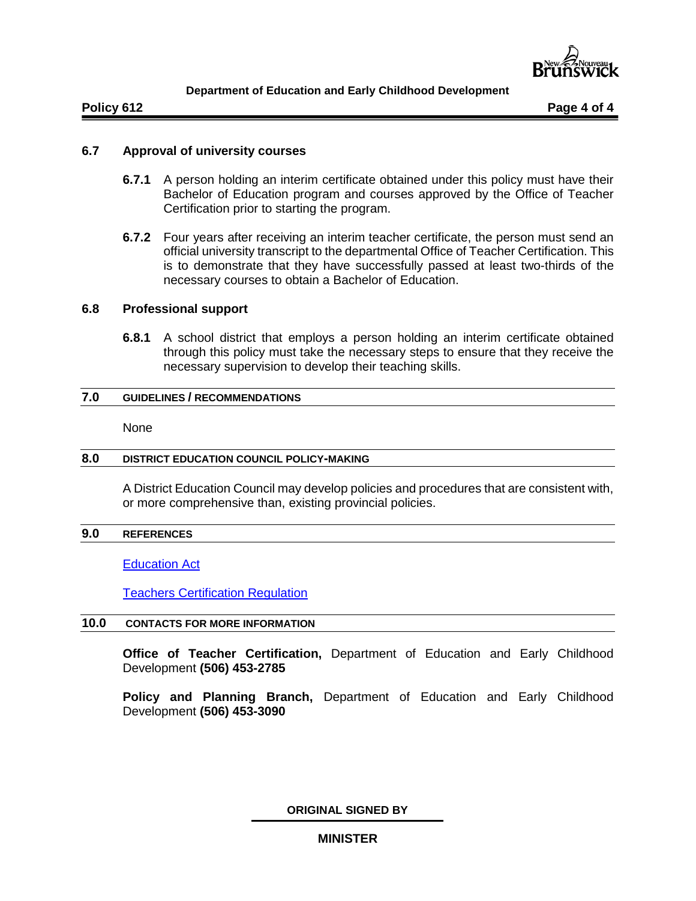### 6.7 Approval of university courses

**6.7.1** A person holding an interim certificate obtained under this policy must have their Bachelor of Education program and courses approved by the Office of Teacher Certification prior to starting the program.

**6.7.2** Four years after receiving an interim teacher certificate, the person must send an official university transcript to the departmental Office of Teacher Certification. This is to demonstrate that they have successfully passed at least two-thirds of the necessary courses to obtain a Bachelor of Education.

### 6.8 Professional support

**6.8.1** A school district that employs a person holding an interim certificate obtained through this policy must take the necessary steps to ensure that they receive the necessary supervision to develop their teaching skills.

## 7.0 GUIDELINES / RECOMMENDATIONS

None

## 8.0 DISTRICT EDUCATION COUNCIL POLICY-MAKING

A District Education Council may develop policies and procedures that are consistent with, or more comprehensive than, existing provincial policies.

## 9.0 REFERENCES

Education Act

Teachers Certification Regulation

## 10.0 CONTACTS FOR MORE INFORMATION

**Office of Teacher Certification,** Department of Education and Early Childhood Development **(506) 453-2785**

**Policy and Planning Branch,** Department of Education and Early Childhood Development **(506) 453-3090**

**ORIGINAL SIGNED BY**

**MINISTER**